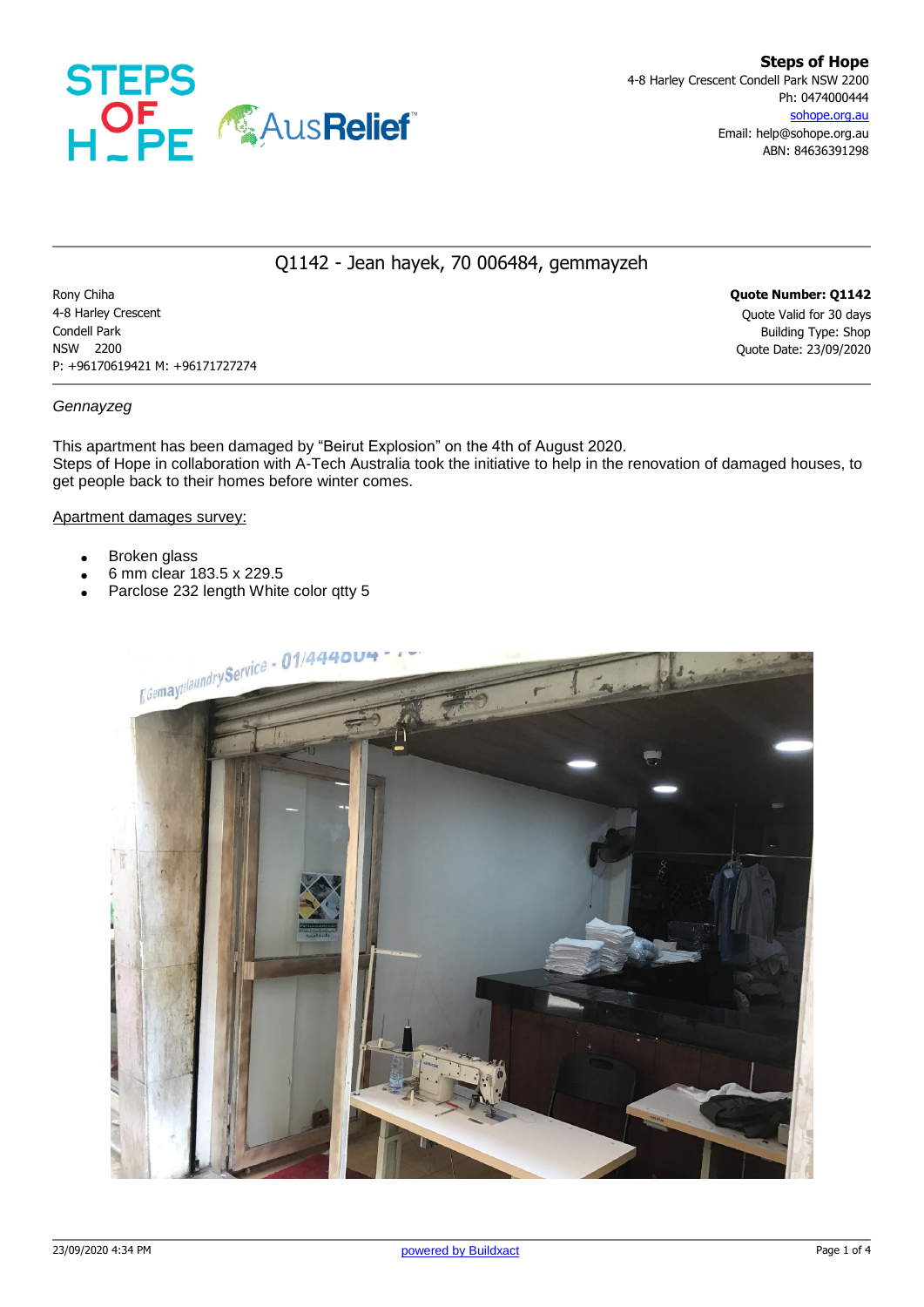**Steps of Hope**
4-8 Harley Crescent Condell Park NSW 2200
Ph: 0474000444
sohope.org.au
Email: help@sohope.org.au
ABN: 84636391298

# Q1142 - Jean hayek, 70 006484, gemmayzeh

Rony Chiha
4-8 Harley Crescent
Condell Park
NSW 2200
P: +96170619421 M: +96171727274

**Quote Number: Q1142**
Quote Valid for 30 days
Building Type: Shop
Quote Date: 23/09/2020

*Gennayzeg*

This apartment has been damaged by “Beirut Explosion” on the 4th of August 2020.
Steps of Hope in collaboration with A-Tech Australia took the initiative to help in the renovation of damaged houses, to get people back to their homes before winter comes.

Apartment damages survey:

- Broken glass
- 6 mm clear 183.5 x 229.5
- Parclose 232 length White color qtty 5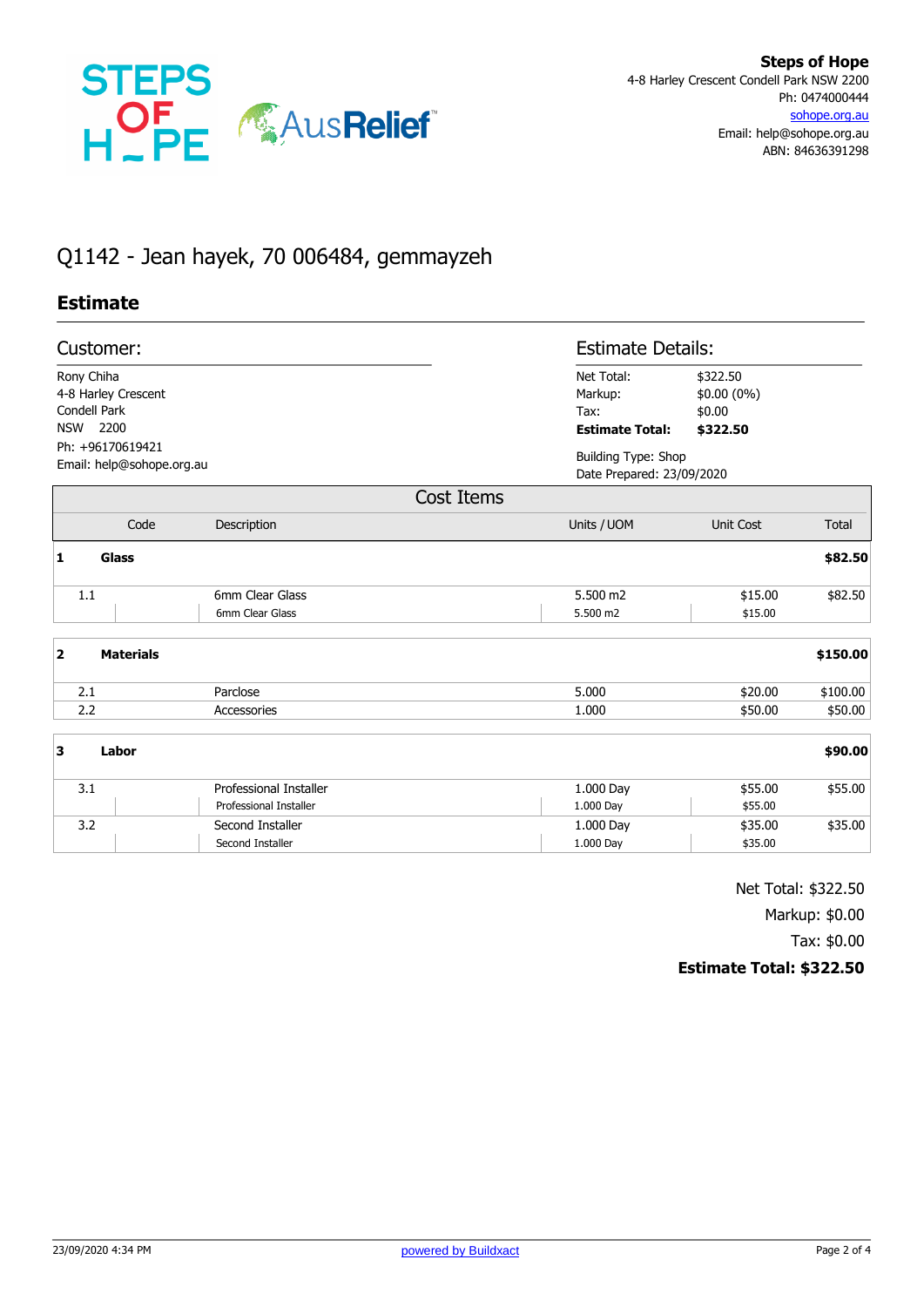**Steps of Hope**
4-8 Harley Crescent Condell Park NSW 2200
Ph: 0474000444
sohope.org.au
Email: help@sohope.org.au
ABN: 84636391298

# Q1142 - Jean hayek, 70 006484, gemmayzeh

## Estimate

### Customer:

Rony Chiha
4-8 Harley Crescent
Condell Park
NSW 2200
Ph: +96170619421
Email: help@sohope.org.au

### Estimate Details:

| | |
|---|---|
| Net Total: | $322.50 |
| Markup: | $0.00 (0%) |
| Tax: | $0.00 |
| **Estimate Total:** | **$322.50** |

Building Type: Shop
Date Prepared: 23/09/2020

### Cost Items

| Code | Description | Units / UOM | Unit Cost | Total |
|---|---|---|---|---|
| **1** | **Glass** | | | **$82.50** |
| 1.1 | 6mm Clear Glass | 5.500 m2 | $15.00 | $82.50 |
| | 6mm Clear Glass | 5.500 m2 | $15.00 | |
| **2** | **Materials** | | | **$150.00** |
| 2.1 | Parclose | 5.000 | $20.00 | $100.00 |
| 2.2 | Accessories | 1.000 | $50.00 | $50.00 |
| **3** | **Labor** | | | **$90.00** |
| 3.1 | Professional Installer | 1.000 Day | $55.00 | $55.00 |
| | Professional Installer | 1.000 Day | $55.00 | |
| 3.2 | Second Installer | 1.000 Day | $35.00 | $35.00 |
| | Second Installer | 1.000 Day | $35.00 | |

Net Total: $322.50
Markup: $0.00
Tax: $0.00
**Estimate Total: $322.50**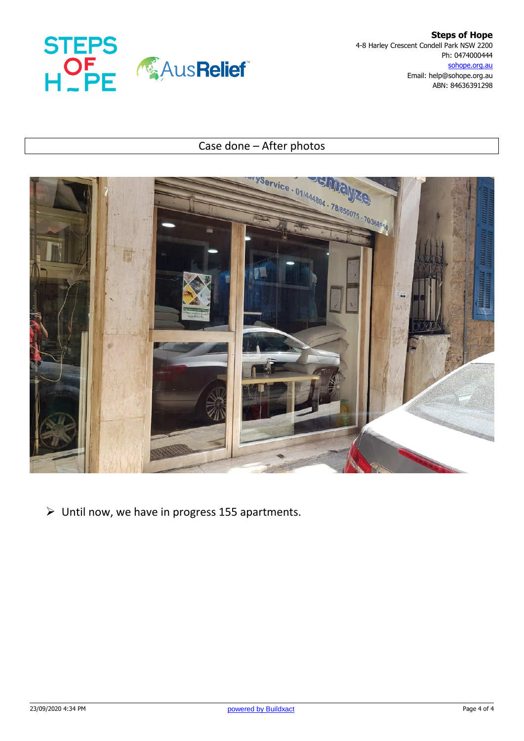**Steps of Hope**
4-8 Harley Crescent Condell Park NSW 2200
Ph: 0474000444
sohope.org.au
Email: help@sohope.org.au
ABN: 84636391298

## Case done – After photos

- Until now, we have in progress 155 apartments.